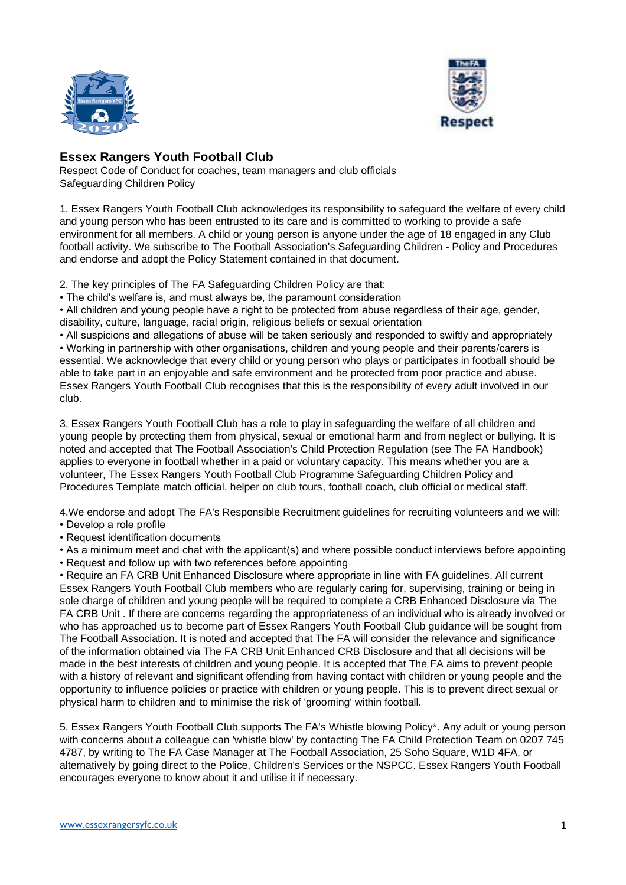## Essex Rangers Youth Football Club

Respect Code of Conduct for coaches, team managers and club officials
Safeguarding Children Policy

1. Essex Rangers Youth Football Club acknowledges its responsibility to safeguard the welfare of every child and young person who has been entrusted to its care and is committed to working to provide a safe environment for all members. A child or young person is anyone under the age of 18 engaged in any Club football activity. We subscribe to The Football Association's Safeguarding Children - Policy and Procedures and endorse and adopt the Policy Statement contained in that document.

2. The key principles of The FA Safeguarding Children Policy are that:

- The child's welfare is, and must always be, the paramount consideration
- All children and young people have a right to be protected from abuse regardless of their age, gender, disability, culture, language, racial origin, religious beliefs or sexual orientation
- All suspicions and allegations of abuse will be taken seriously and responded to swiftly and appropriately
- Working in partnership with other organisations, children and young people and their parents/carers is essential. We acknowledge that every child or young person who plays or participates in football should be able to take part in an enjoyable and safe environment and be protected from poor practice and abuse. Essex Rangers Youth Football Club recognises that this is the responsibility of every adult involved in our club.

3. Essex Rangers Youth Football Club has a role to play in safeguarding the welfare of all children and young people by protecting them from physical, sexual or emotional harm and from neglect or bullying. It is noted and accepted that The Football Association's Child Protection Regulation (see The FA Handbook) applies to everyone in football whether in a paid or voluntary capacity. This means whether you are a volunteer, The Essex Rangers Youth Football Club Programme Safeguarding Children Policy and Procedures Template match official, helper on club tours, football coach, club official or medical staff.

4.We endorse and adopt The FA's Responsible Recruitment guidelines for recruiting volunteers and we will:

- Develop a role profile
- Request identification documents
- As a minimum meet and chat with the applicant(s) and where possible conduct interviews before appointing
- Request and follow up with two references before appointing
- Require an FA CRB Unit Enhanced Disclosure where appropriate in line with FA guidelines. All current Essex Rangers Youth Football Club members who are regularly caring for, supervising, training or being in sole charge of children and young people will be required to complete a CRB Enhanced Disclosure via The FA CRB Unit . If there are concerns regarding the appropriateness of an individual who is already involved or who has approached us to become part of Essex Rangers Youth Football Club guidance will be sought from The Football Association. It is noted and accepted that The FA will consider the relevance and significance of the information obtained via The FA CRB Unit Enhanced CRB Disclosure and that all decisions will be made in the best interests of children and young people. It is accepted that The FA aims to prevent people with a history of relevant and significant offending from having contact with children or young people and the opportunity to influence policies or practice with children or young people. This is to prevent direct sexual or physical harm to children and to minimise the risk of 'grooming' within football.

5. Essex Rangers Youth Football Club supports The FA's Whistle blowing Policy*. Any adult or young person with concerns about a colleague can 'whistle blow' by contacting The FA Child Protection Team on 0207 745 4787, by writing to The FA Case Manager at The Football Association, 25 Soho Square, W1D 4FA, or alternatively by going direct to the Police, Children's Services or the NSPCC. Essex Rangers Youth Football encourages everyone to know about it and utilise it if necessary.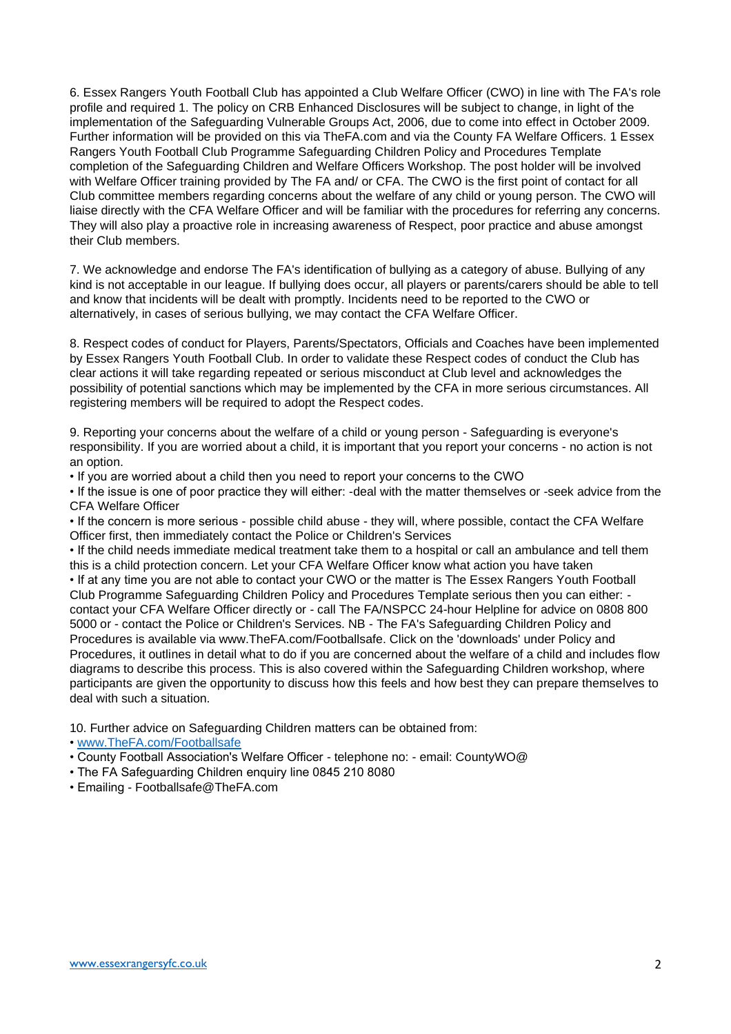6. Essex Rangers Youth Football Club has appointed a Club Welfare Officer (CWO) in line with The FA's role profile and required 1. The policy on CRB Enhanced Disclosures will be subject to change, in light of the implementation of the Safeguarding Vulnerable Groups Act, 2006, due to come into effect in October 2009. Further information will be provided on this via TheFA.com and via the County FA Welfare Officers. 1 Essex Rangers Youth Football Club Programme Safeguarding Children Policy and Procedures Template completion of the Safeguarding Children and Welfare Officers Workshop. The post holder will be involved with Welfare Officer training provided by The FA and/ or CFA. The CWO is the first point of contact for all Club committee members regarding concerns about the welfare of any child or young person. The CWO will liaise directly with the CFA Welfare Officer and will be familiar with the procedures for referring any concerns. They will also play a proactive role in increasing awareness of Respect, poor practice and abuse amongst their Club members.

7. We acknowledge and endorse The FA's identification of bullying as a category of abuse. Bullying of any kind is not acceptable in our league. If bullying does occur, all players or parents/carers should be able to tell and know that incidents will be dealt with promptly. Incidents need to be reported to the CWO or alternatively, in cases of serious bullying, we may contact the CFA Welfare Officer.

8. Respect codes of conduct for Players, Parents/Spectators, Officials and Coaches have been implemented by Essex Rangers Youth Football Club. In order to validate these Respect codes of conduct the Club has clear actions it will take regarding repeated or serious misconduct at Club level and acknowledges the possibility of potential sanctions which may be implemented by the CFA in more serious circumstances. All registering members will be required to adopt the Respect codes.

9. Reporting your concerns about the welfare of a child or young person - Safeguarding is everyone's responsibility. If you are worried about a child, it is important that you report your concerns - no action is not an option.

- If you are worried about a child then you need to report your concerns to the CWO
- If the issue is one of poor practice they will either: -deal with the matter themselves or -seek advice from the CFA Welfare Officer
- If the concern is more serious - possible child abuse - they will, where possible, contact the CFA Welfare Officer first, then immediately contact the Police or Children's Services
- If the child needs immediate medical treatment take them to a hospital or call an ambulance and tell them this is a child protection concern. Let your CFA Welfare Officer know what action you have taken
- If at any time you are not able to contact your CWO or the matter is The Essex Rangers Youth Football Club Programme Safeguarding Children Policy and Procedures Template serious then you can either: - contact your CFA Welfare Officer directly or - call The FA/NSPCC 24-hour Helpline for advice on 0808 800 5000 or - contact the Police or Children's Services. NB - The FA's Safeguarding Children Policy and Procedures is available via www.TheFA.com/Footballsafe. Click on the 'downloads' under Policy and Procedures, it outlines in detail what to do if you are concerned about the welfare of a child and includes flow diagrams to describe this process. This is also covered within the Safeguarding Children workshop, where participants are given the opportunity to discuss how this feels and how best they can prepare themselves to deal with such a situation.

10. Further advice on Safeguarding Children matters can be obtained from:

- www.TheFA.com/Footballsafe
- County Football Association's Welfare Officer - telephone no: - email: CountyWO@
- The FA Safeguarding Children enquiry line 0845 210 8080
- Emailing - Footballsafe@TheFA.com